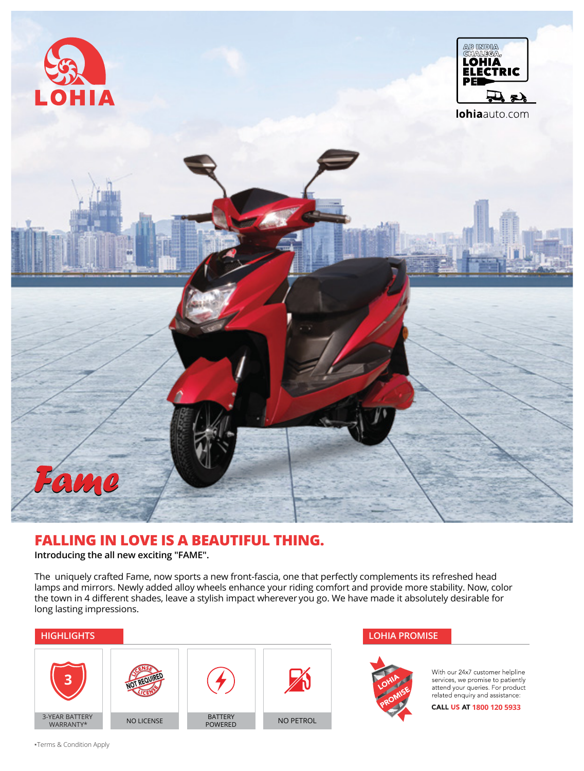LOHIA

AB INDIA CHALEGA, LOHIA ELECTRIC PE

lohiaauto.com

Fame

# FALLING IN LOVE IS A BEAUTIFUL THING.

**Introducing the all new exciting "FAME".**

The uniquely crafted Fame, now sports a new front-fascia, one that perfectly complements its refreshed head lamps and mirrors. Newly added alloy wheels enhance your riding comfort and provide more stability. Now, color the town in 4 different shades, leave a stylish impact wherever you go. We have made it absolutely desirable for long lasting impressions.

## HIGHLIGHTS

- 3-YEAR BATTERY WARRANTY*
- NO LICENSE
- BATTERY POWERED
- NO PETROL

## LOHIA PROMISE

With our 24x7 customer helpline services, we promise to patiently attend your queries. For product related enquiry and assistance:

**CALL US AT 1800 120 5933**

*Terms & Condition Apply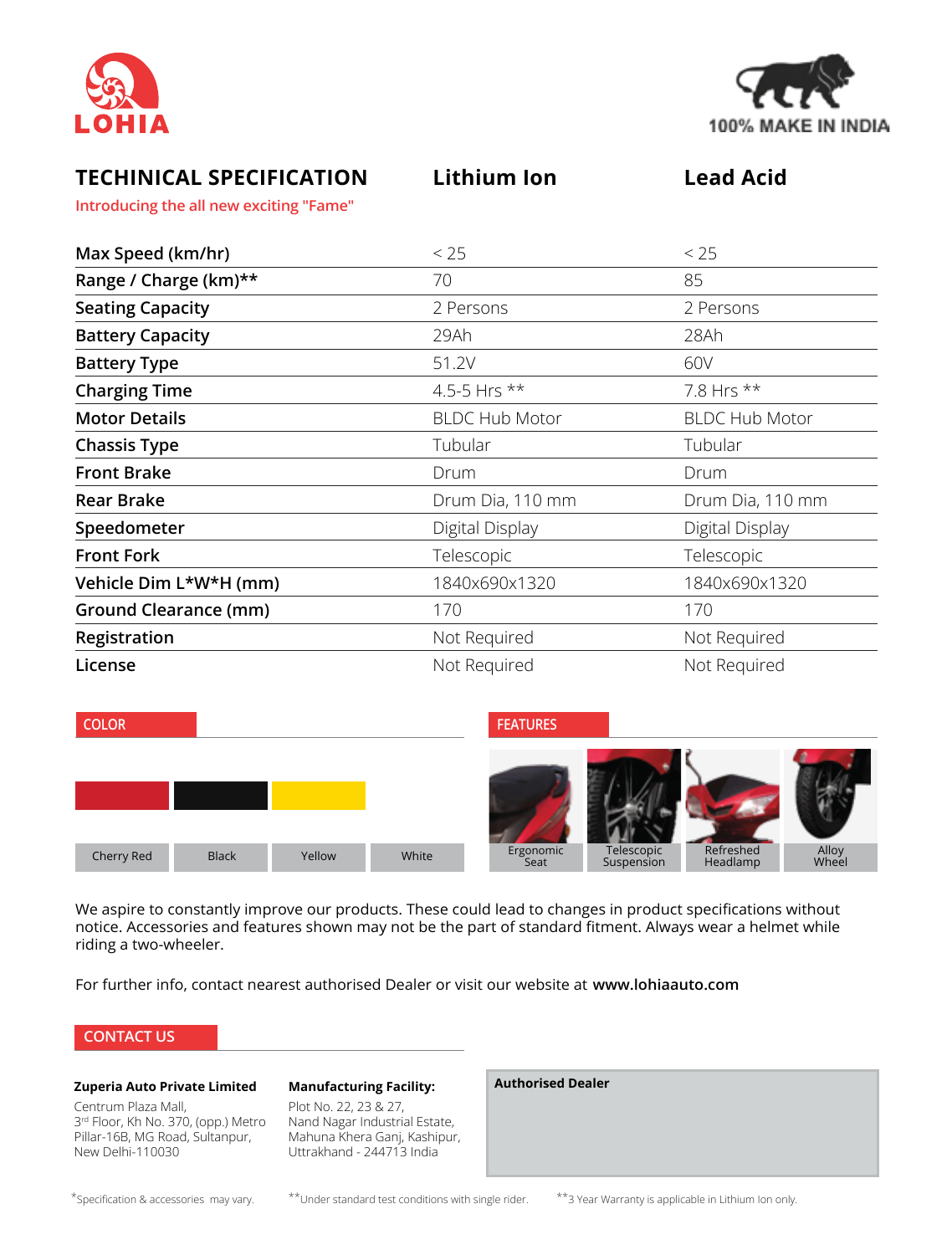LOHIA

100% MAKE IN INDIA

| TECHINICAL SPECIFICATION | Lithium Ion | Lead Acid |
|---|---|---|
| Max Speed (km/hr) | < 25 | < 25 |
| Range / Charge (km)** | 70 | 85 |
| Seating Capacity | 2 Persons | 2 Persons |
| Battery Capacity | 29Ah | 28Ah |
| Battery Type | 51.2V | 60V |
| Charging Time | 4.5-5 Hrs ** | 7.8 Hrs ** |
| Motor Details | BLDC Hub Motor | BLDC Hub Motor |
| Chassis Type | Tubular | Tubular |
| Front Brake | Drum | Drum |
| Rear Brake | Drum Dia, 110 mm | Drum Dia, 110 mm |
| Speedometer | Digital Display | Digital Display |
| Front Fork | Telescopic | Telescopic |
| Vehicle Dim L*W*H (mm) | 1840x690x1320 | 1840x690x1320 |
| Ground Clearance (mm) | 170 | 170 |
| Registration | Not Required | Not Required |
| License | Not Required | Not Required |

Introducing the all new exciting "Fame"

## COLOR

Cherry Red | Black | Yellow | White

## FEATURES

Ergonomic Seat | Telescopic Suspension | Refreshed Headlamp | Alloy Wheel

We aspire to constantly improve our products. These could lead to changes in product specifications without notice. Accessories and features shown may not be the part of standard fitment. Always wear a helmet while riding a two-wheeler.

For further info, contact nearest authorised Dealer or visit our website at **www.lohiaauto.com**

## CONTACT US

**Zuperia Auto Private Limited**
Centrum Plaza Mall,
3rd Floor, Kh No. 370, (opp.) Metro Pillar-16B, MG Road, Sultanpur,
New Delhi-110030

**Manufacturing Facility:**
Plot No. 22, 23 & 27,
Nand Nagar Industrial Estate,
Mahuna Khera Ganj, Kashipur,
Uttrakhand - 244713 India

**Authorised Dealer**

*Specification & accessories may vary.

**Under standard test conditions with single rider.

**3 Year Warranty is applicable in Lithium Ion only.